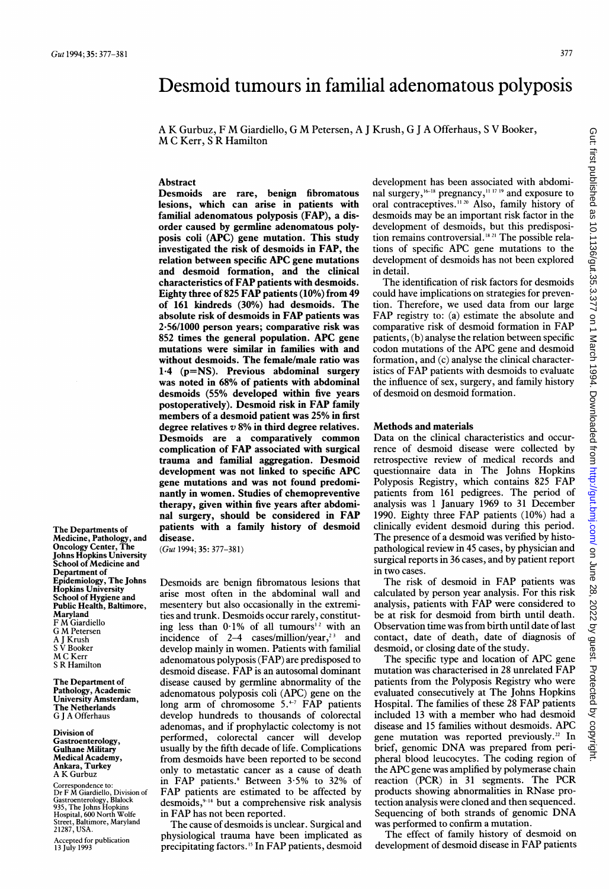# Desmoid tumours in familial adenomatous polyposis

A K Gurbuz, F M Giardiello, G M Petersen, A J Krush, G J A Offerhaus, S V Booker, M C Kerr, S R Hamilton

## Abstract

**Desmoids are rare, benign fibromatous lesions, which can arise in patients with familial adenomatous polyposis (FAP), a disorder caused by germline adenomatous polyposis coli (APC) gene mutation. This study investigated the risk of desmoids in FAP, the relation between specific APC gene mutations and desmoid formation, and the clinical characteristics of FAP patients with desmoids. Eighty three of 825 FAP patients (10%) from 49 of 161 kindreds (30%) had desmoids. The absolute risk of desmoids in FAP patients was 2·56/1000 person years; comparative risk was 852 times the general population. APC gene mutations were similar in families with and without desmoids. The female/male ratio was 1·4 (p=NS). Previous abdominal surgery was noted in 68% of patients with abdominal desmoids (55% developed within five years postoperatively). Desmoid risk in FAP family members of a desmoid patient was 25% in first degree relatives *v* 8% in third degree relatives. Desmoids are a comparatively common complication of FAP associated with surgical trauma and familial aggregation. Desmoid development was not linked to specific APC gene mutations and was not found predominantly in women. Studies of chemopreventive therapy, given within five years after abdominal surgery, should be considered in FAP patients with a family history of desmoid disease.**

(*Gut* 1994; 35: 377–381)

The Departments of Medicine, Pathology, and Oncology Center, The Johns Hopkins University School of Medicine and Department of Epidemiology, The Johns Hopkins University School of Hygiene and Public Health, Baltimore, Maryland
F M Giardiello
G M Petersen
A J Krush
S V Booker
M C Kerr
S R Hamilton

The Department of Pathology, Academic University Amsterdam, The Netherlands
G J A Offerhaus

Division of Gastroenterology, Gulhane Military Medical Academy, Ankara, Turkey
A K Gurbuz

Correspondence to: Dr F M Giardiello, Division of Gastroenterology, Blalock 935, The Johns Hopkins Hospital, 600 North Wolfe Street, Baltimore, Maryland 21287, USA.

Accepted for publication 13 July 1993

Desmoids are benign fibromatous lesions that arise most often in the abdominal wall and mesentery but also occasionally in the extremities and trunk. Desmoids occur rarely, constituting less than 0·1% of all tumours[1,2] with an incidence of 2–4 cases/million/year,[2,3] and develop mainly in women. Patients with familial adenomatous polyposis (FAP) are predisposed to desmoid disease. FAP is an autosomal dominant disease caused by germline abnormality of the adenomatous polyposis coli (APC) gene on the long arm of chromosome 5.[4-7] FAP patients develop hundreds to thousands of colorectal adenomas, and if prophylactic colectomy is not performed, colorectal cancer will develop usually by the fifth decade of life. Complications from desmoids have been reported to be second only to metastatic cancer as a cause of death in FAP patients.[8] Between 3·5% to 32% of FAP patients are estimated to be affected by desmoids,[9-14] but a comprehensive risk analysis in FAP has not been reported.

The cause of desmoids is unclear. Surgical and physiological trauma have been implicated as precipitating factors.[15] In FAP patients, desmoid development has been associated with abdominal surgery,[16-18] pregnancy,[11 17 19] and exposure to oral contraceptives.[11 20] Also, family history of desmoids may be an important risk factor in the development of desmoids, but this predisposition remains controversial.[18 21] The possible relations of specific APC gene mutations to the development of desmoids has not been explored in detail.

The identification of risk factors for desmoids could have implications on strategies for prevention. Therefore, we used data from our large FAP registry to: (a) estimate the absolute and comparative risk of desmoid formation in FAP patients, (b) analyse the relation between specific codon mutations of the APC gene and desmoid formation, and (c) analyse the clinical characteristics of FAP patients with desmoids to evaluate the influence of sex, surgery, and family history of desmoid on desmoid formation.

## Methods and materials

Data on the clinical characteristics and occurrence of desmoid disease were collected by retrospective review of medical records and questionnaire data in The Johns Hopkins Polyposis Registry, which contains 825 FAP patients from 161 pedigrees. The period of analysis was 1 January 1969 to 31 December 1990. Eighty three FAP patients (10%) had a clinically evident desmoid during this period. The presence of a desmoid was verified by histopathological review in 45 cases, by physician and surgical reports in 36 cases, and by patient report in two cases.

The risk of desmoid in FAP patients was calculated by person year analysis. For this risk analysis, patients with FAP were considered to be at risk for desmoid from birth until death. Observation time was from birth until date of last contact, date of death, date of diagnosis of desmoid, or closing date of the study.

The specific type and location of APC gene mutation was characterised in 28 unrelated FAP patients from the Polyposis Registry who were evaluated consecutively at The Johns Hopkins Hospital. The families of these 28 FAP patients included 13 with a member who had desmoid disease and 15 families without desmoids. APC gene mutation was reported previously.[22] In brief, genomic DNA was prepared from peripheral blood leucocytes. The coding region of the APC gene was amplified by polymerase chain reaction (PCR) in 31 segments. The PCR products showing abnormalities in RNase protection analysis were cloned and then sequenced. Sequencing of both strands of genomic DNA was performed to confirm a mutation.

The effect of family history of desmoid on development of desmoid disease in FAP patients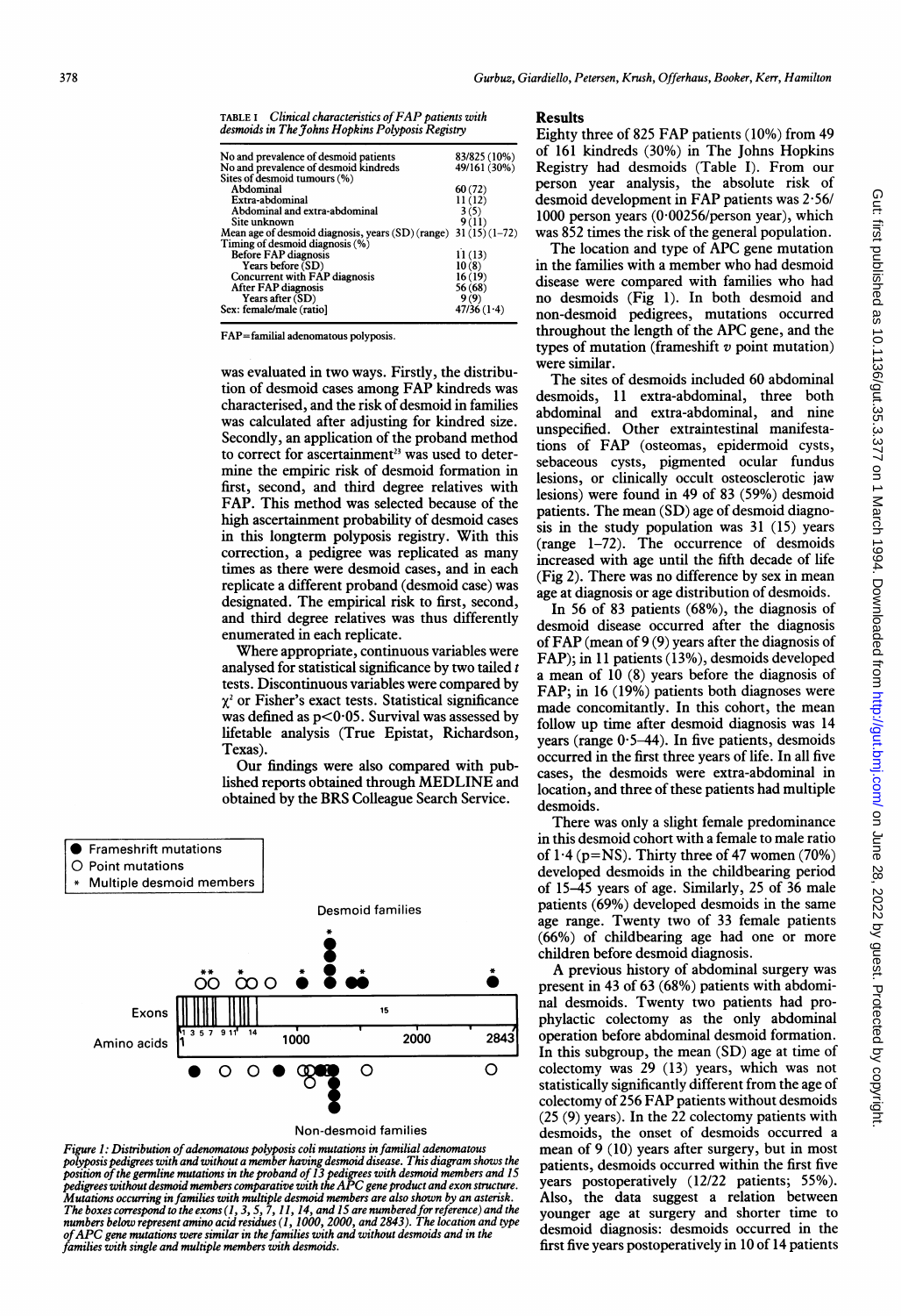TABLE I *Clinical characteristics of FAP patients with desmoids in The Johns Hopkins Polyposis Registry*

| | |
|---|---|
| No and prevalence of desmoid patients | 83/825 (10%) |
| No and prevalence of desmoid kindreds | 49/161 (30%) |
| Sites of desmoid tumours (%) | |
| Abdominal | 60 (72) |
| Extra-abdominal | 11 (12) |
| Abdominal and extra-abdominal | 3 (5) |
| Site unknown | 9 (11) |
| Mean age of desmoid diagnosis, years (SD) (range) | 31 (15) (1–72) |
| Timing of desmoid diagnosis (%) | |
| Before FAP diagnosis | 11 (13) |
| Years before (SD) | 10 (8) |
| Concurrent with FAP diagnosis | 16 (19) |
| After FAP diagnosis | 56 (68) |
| Years after (SD) | 9 (9) |
| Sex: female/male (ratio) | 47/36 (1·4) |

FAP=familial adenomatous polyposis.

was evaluated in two ways. Firstly, the distribution of desmoid cases among FAP kindreds was characterised, and the risk of desmoid in families was calculated after adjusting for kindred size. Secondly, an application of the proband method to correct for ascertainment[23] was used to determine the empiric risk of desmoid formation in first, second, and third degree relatives with FAP. This method was selected because of the high ascertainment probability of desmoid cases in this longterm polyposis registry. With this correction, a pedigree was replicated as many times as there were desmoid cases, and in each replicate a different proband (desmoid case) was designated. The empirical risk to first, second, and third degree relatives was thus differently enumerated in each replicate.

Where appropriate, continuous variables were analysed for statistical significance by two tailed *t* tests. Discontinuous variables were compared by $\chi^2$ or Fisher's exact tests. Statistical significance was defined as $p<0·05$. Survival was assessed by lifetable analysis (True Epistat, Richardson, Texas).

Our findings were also compared with published reports obtained through MEDLINE and obtained by the BRS Colleague Search Service.

*Figure 1: Distribution of adenomatous polyposis coli mutations in familial adenomatous polyposis pedigrees with and without a member having desmoid disease. This diagram shows the position of the germline mutations in the proband of 13 pedigrees with desmoid members and 15 pedigrees without desmoid members comparative with the APC gene product and exon structure. Mutations occurring in families with multiple desmoid members are also shown by an asterisk. The boxes correspond to the exons (1, 3, 5, 7, 11, 14, and 15 are numbered for reference) and the numbers below represent amino acid residues (1, 1000, 2000, and 2843). The location and type of APC gene mutations were similar in the families with and without desmoids and in the families with single and multiple members with desmoids.*

## Results

Eighty three of 825 FAP patients (10%) from 49 of 161 kindreds (30%) in The Johns Hopkins Registry had desmoids (Table I). From our person year analysis, the absolute risk of desmoid development in FAP patients was 2·56/1000 person years (0·00256/person year), which was 852 times the risk of the general population.

The location and type of APC gene mutation in the families with a member who had desmoid disease were compared with families who had no desmoids (Fig 1). In both desmoid and non-desmoid pedigrees, mutations occurred throughout the length of the APC gene, and the types of mutation (frameshift *v* point mutation) were similar.

The sites of desmoids included 60 abdominal desmoids, 11 extra-abdominal, three both abdominal and extra-abdominal, and nine unspecified. Other extraintestinal manifestations of FAP (osteomas, epidermoid cysts, sebaceous cysts, pigmented ocular fundus lesions, or clinically occult osteosclerotic jaw lesions) were found in 49 of 83 (59%) desmoid patients. The mean (SD) age of desmoid diagnosis in the study population was 31 (15) years (range 1–72). The occurrence of desmoids increased with age until the fifth decade of life (Fig 2). There was no difference by sex in mean age at diagnosis or age distribution of desmoids.

In 56 of 83 patients (68%), the diagnosis of desmoid disease occurred after the diagnosis of FAP (mean of 9 (9) years after the diagnosis of FAP); in 11 patients (13%), desmoids developed a mean of 10 (8) years before the diagnosis of FAP; in 16 (19%) patients both diagnoses were made concomitantly. In this cohort, the mean follow up time after desmoid diagnosis was 14 years (range 0·5–44). In five patients, desmoids occurred in the first three years of life. In all five cases, the desmoids were extra-abdominal in location, and three of these patients had multiple desmoids.

There was only a slight female predominance in this desmoid cohort with a female to male ratio of 1·4 (p=NS). Thirty three of 47 women (70%) developed desmoids in the childbearing period of 15–45 years of age. Similarly, 25 of 36 male patients (69%) developed desmoids in the same age range. Twenty two of 33 female patients (66%) of childbearing age had one or more children before desmoid diagnosis.

A previous history of abdominal surgery was present in 43 of 63 (68%) patients with abdominal desmoids. Twenty two patients had prophylactic colectomy as the only abdominal operation before abdominal desmoid formation. In this subgroup, the mean (SD) age at time of colectomy was 29 (13) years, which was not statistically significantly different from the age of colectomy of 256 FAP patients without desmoids (25 (9) years). In the 22 colectomy patients with desmoids, the onset of desmoids occurred a mean of 9 (10) years after surgery, but in most patients, desmoids occurred within the first five years postoperatively (12/22 patients; 55%). Also, the data suggest a relation between younger age at surgery and shorter time to desmoid diagnosis: desmoids occurred in the first five years postoperatively in 10 of 14 patients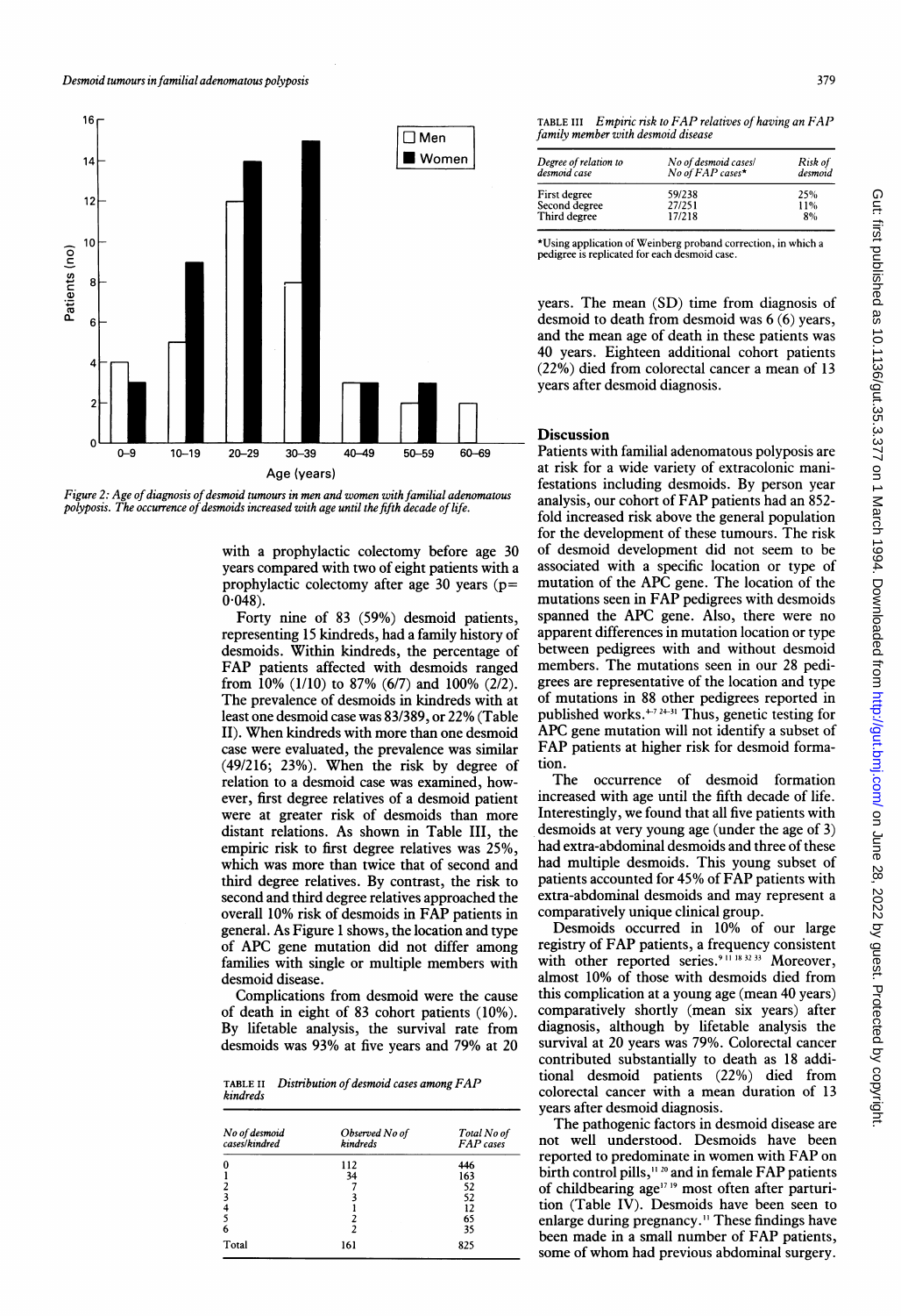Figure 2: Age of diagnosis of desmoid tumours in men and women with familial adenomatous polyposis. The occurrence of desmoids increased with age until the fifth decade of life.

with a prophylactic colectomy before age 30 years compared with two of eight patients with a prophylactic colectomy after age 30 years ($p = 0.048$).

Forty nine of 83 (59%) desmoid patients, representing 15 kindreds, had a family history of desmoids. Within kindreds, the percentage of FAP patients affected with desmoids ranged from 10% (1/10) to 87% (6/7) and 100% (2/2). The prevalence of desmoids in kindreds with at least one desmoid case was 83/389, or 22% (Table II). When kindreds with more than one desmoid case were evaluated, the prevalence was similar (49/216; 23%). When the risk by degree of relation to a desmoid case was examined, however, first degree relatives of a desmoid patient were at greater risk of desmoids than more distant relations. As shown in Table III, the empiric risk to first degree relatives was 25%, which was more than twice that of second and third degree relatives. By contrast, the risk to second and third degree relatives approached the overall 10% risk of desmoids in FAP patients in general. As Figure 1 shows, the location and type of APC gene mutation did not differ among families with single or multiple members with desmoid disease.

Complications from desmoid were the cause of death in eight of 83 cohort patients (10%). By lifetable analysis, the survival rate from desmoids was 93% at five years and 79% at 20 years. The mean (SD) time from diagnosis of desmoid to death from desmoid was 6 (6) years, and the mean age of death in these patients was 40 years. Eighteen additional cohort patients (22%) died from colorectal cancer a mean of 13 years after desmoid diagnosis.

TABLE II *Distribution of desmoid cases among FAP kindreds*

| *No of desmoid cases/kindred* | *Observed No of kindreds* | *Total No of FAP cases* |
|---|---|---|
| 0 | 112 | 446 |
| 1 | 34 | 163 |
| 2 | 7 | 52 |
| 3 | 3 | 52 |
| 4 | 1 | 12 |
| 5 | 2 | 65 |
| 6 | 2 | 35 |
| Total | 161 | 825 |

TABLE III *Empiric risk to FAP relatives of having an FAP family member with desmoid disease*

| *Degree of relation to desmoid case* | *No of desmoid cases/ No of FAP cases** | *Risk of desmoid* |
|---|---|---|
| First degree | 59/238 | 25% |
| Second degree | 27/251 | 11% |
| Third degree | 17/218 | 8% |

*Using application of Weinberg proband correction, in which a pedigree is replicated for each desmoid case.

## Discussion

Patients with familial adenomatous polyposis are at risk for a wide variety of extracolonic manifestations including desmoids. By person year analysis, our cohort of FAP patients had an 852-fold increased risk above the general population for the development of these tumours. The risk of desmoid development did not seem to be associated with a specific location or type of mutation of the APC gene. The location of the mutations seen in FAP pedigrees with desmoids spanned the APC gene. Also, there were no apparent differences in mutation location or type between pedigrees with and without desmoid members. The mutations seen in our 28 pedigrees are representative of the location and type of mutations in 88 other pedigrees reported in published works.[4-7 24-31] Thus, genetic testing for APC gene mutation will not identify a subset of FAP patients at higher risk for desmoid formation.

The occurrence of desmoid formation increased with age until the fifth decade of life. Interestingly, we found that all five patients with desmoids at very young age (under the age of 3) had extra-abdominal desmoids and three of these had multiple desmoids. This young subset of patients accounted for 45% of FAP patients with extra-abdominal desmoids and may represent a comparatively unique clinical group.

Desmoids occurred in 10% of our large registry of FAP patients, a frequency consistent with other reported series.[9 11 18 32 33] Moreover, almost 10% of those with desmoids died from this complication at a young age (mean 40 years) comparatively shortly (mean six years) after diagnosis, although by lifetable analysis the survival at 20 years was 79%. Colorectal cancer contributed substantially to death as 18 additional desmoid patients (22%) died from colorectal cancer with a mean duration of 13 years after desmoid diagnosis.

The pathogenic factors in desmoid disease are not well understood. Desmoids have been reported to predominate in women with FAP on birth control pills,[11 20] and in female FAP patients of childbearing age[17 19] most often after parturition (Table IV). Desmoids have been seen to enlarge during pregnancy.[11] These findings have been made in a small number of FAP patients, some of whom had previous abdominal surgery.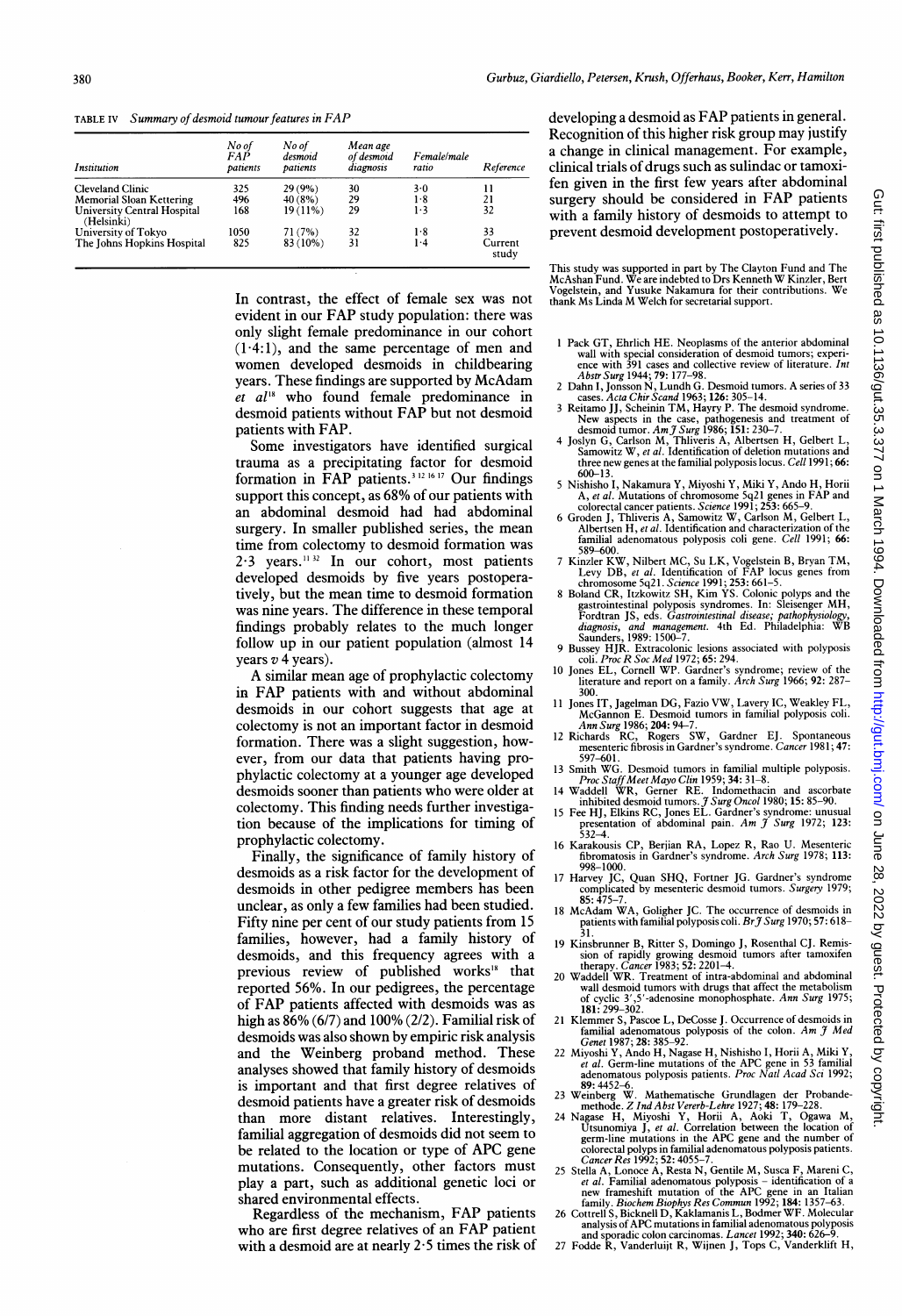TABLE IV *Summary of desmoid tumour features in FAP*

| Institution | No of FAP patients | No of desmoid patients | Mean age of desmoid diagnosis | Female/male ratio | Reference |
|---|---|---|---|---|---|
| Cleveland Clinic | 325 | 29 (9%) | 30 | 3·0 | 11 |
| Memorial Sloan Kettering | 496 | 40 (8%) | 29 | 1·8 | 21 |
| University Central Hospital (Helsinki) | 168 | 19 (11%) | 29 | 1·3 | 32 |
| University of Tokyo | 1050 | 71 (7%) | 32 | 1·8 | 33 |
| The Johns Hopkins Hospital | 825 | 83 (10%) | 31 | 1·4 | Current study |

In contrast, the effect of female sex was not evident in our FAP study population: there was only slight female predominance in our cohort (1·4:1), and the same percentage of men and women developed desmoids in childbearing years. These findings are supported by McAdam *et al*[18] who found female predominance in desmoid patients without FAP but not desmoid patients with FAP.

Some investigators have identified surgical trauma as a precipitating factor for desmoid formation in FAP patients.[3 12 16 17] Our findings support this concept, as 68% of our patients with an abdominal desmoid had had abdominal surgery. In smaller published series, the mean time from colectomy to desmoid formation was 2·3 years.[11 32] In our cohort, most patients developed desmoids by five years postoperatively, but the mean time to desmoid formation was nine years. The difference in these temporal findings probably relates to the much longer follow up in our patient population (almost 14 years *v* 4 years).

A similar mean age of prophylactic colectomy in FAP patients with and without abdominal desmoids in our cohort suggests that age at colectomy is not an important factor in desmoid formation. There was a slight suggestion, however, from our data that patients having prophylactic colectomy at a younger age developed desmoids sooner than patients who were older at colectomy. This finding needs further investigation because of the implications for timing of prophylactic colectomy.

Finally, the significance of family history of desmoids as a risk factor for the development of desmoids in other pedigree members has been unclear, as only a few families had been studied. Fifty nine per cent of our study patients from 15 families, however, had a family history of desmoids, and this frequency agrees with a previous review of published works[18] that reported 56%. In our pedigrees, the percentage of FAP patients affected with desmoids was as high as 86% (6/7) and 100% (2/2). Familial risk of desmoids was also shown by empiric risk analysis and the Weinberg proband method. These analyses showed that family history of desmoids is important and that first degree relatives of desmoid patients have a greater risk of desmoids than more distant relatives. Interestingly, familial aggregation of desmoids did not seem to be related to the location or type of APC gene mutations. Consequently, other factors must play a part, such as additional genetic loci or shared environmental effects.

Regardless of the mechanism, FAP patients who are first degree relatives of an FAP patient with a desmoid are at nearly 2·5 times the risk of developing a desmoid as FAP patients in general. Recognition of this higher risk group may justify a change in clinical management. For example, clinical trials of drugs such as sulindac or tamoxifen given in the first few years after abdominal surgery should be considered in FAP patients with a family history of desmoids to attempt to prevent desmoid development postoperatively.

This study was supported in part by The Clayton Fund and The McAshan Fund. We are indebted to Drs Kenneth W Kinzler, Bert Vogelstein, and Yusuke Nakamura for their contributions. We thank Ms Linda M Welch for secretarial support.

1 Pack GT, Ehrlich HE. Neoplasms of the anterior abdominal wall with special consideration of desmoid tumors; experience with 391 cases and collective review of literature. *Int Abstr Surg* 1944; **79**: 177–98.
2 Dahn I, Jonsson N, Lundh G. Desmoid tumors. A series of 33 cases. *Acta Chir Scand* 1963; **126**: 305–14.
3 Reitamo JJ, Scheinin TM, Hayry P. The desmoid syndrome. New aspects in the case, pathogenesis and treatment of desmoid tumor. *Am J Surg* 1986; **151**: 230–7.
4 Joslyn G, Carlson M, Thliveris A, Albertsen H, Gelbert L, Samowitz W, *et al*. Identification of deletion mutations and three new genes at the familial polyposis locus. *Cell* 1991; **66**: 600–13.
5 Nishisho I, Nakamura Y, Miyoshi Y, Miki Y, Ando H, Horii A, *et al*. Mutations of chromosome 5q21 genes in FAP and colorectal cancer patients. *Science* 1991; **253**: 665–9.
6 Groden J, Thliveris A, Samowitz W, Carlson M, Gelbert L, Albertsen H, *et al*. Identification and characterization of the familial adenomatous polyposis coli gene. *Cell* 1991; **66**: 589–600.
7 Kinzler KW, Nilbert MC, Su LK, Vogelstein B, Bryan TM, Levy DB, *et al*. Identification of FAP locus genes from chromosome 5q21. *Science* 1991; **253**: 661–5.
8 Boland CR, Itzkowitz SH, Kim YS. Colonic polyps and the gastrointestinal polyposis syndromes. In: Sleisenger MH, Fordtran JS, eds. *Gastrointestinal disease; pathophysiology, diagnosis, and management*. 4th Ed. Philadelphia: WB Saunders, 1989: 1500–7.
9 Bussey HJR. Extracolonic lesions associated with polyposis coli. *Proc R Soc Med* 1972; **65**: 294.
10 Jones EL, Cornell WP. Gardner's syndrome; review of the literature and report on a family. *Arch Surg* 1966; **92**: 287–300.
11 Jones IT, Jagelman DG, Fazio VW, Lavery IC, Weakley FL, McGannon E. Desmoid tumors in familial polyposis coli. *Ann Surg* 1986; **204**: 94–7.
12 Richards RC, Rogers SW, Gardner EJ. Spontaneous mesenteric fibrosis in Gardner's syndrome. *Cancer* 1981; **47**: 597–601.
13 Smith WG. Desmoid tumors in familial multiple polyposis. *Proc Staff Meet Mayo Clin* 1959; **34**: 31–8.
14 Waddell WR, Gerner RE. Indomethacin and ascorbate inhibited desmoid tumors. *J Surg Oncol* 1980; **15**: 85–90.
15 Fee HJ, Elkins RC, Jones EL. Gardner's syndrome: unusual presentation of abdominal pain. *Am J Surg* 1972; **123**: 532–4.
16 Karakousis CP, Berjian RA, Lopez R, Rao U. Mesenteric fibromatosis in Gardner's syndrome. *Arch Surg* 1978; **113**: 998–1000.
17 Harvey JC, Quan SHQ, Fortner JG. Gardner's syndrome complicated by mesenteric desmoid tumors. *Surgery* 1979; **85**: 475–7.
18 McAdam WA, Goligher JC. The occurrence of desmoids in patients with familial polyposis coli. *Br J Surg* 1970; **57**: 618–31.
19 Kinsbrunner B, Ritter S, Domingo J, Rosenthal CJ. Remission of rapidly growing desmoid tumors after tamoxifen therapy. *Cancer* 1983; **52**: 2201–4.
20 Waddell WR. Treatment of intra-abdominal and abdominal wall desmoid tumors with drugs that affect the metabolism of cyclic 3',5'-adenosine monophosphate. *Ann Surg* 1975; **181**: 299–302.
21 Klemmer S, Pascoe L, DeCosse J. Occurrence of desmoids in familial adenomatous polyposis of the colon. *Am J Med Genet* 1987; **28**: 385–92.
22 Miyoshi Y, Ando H, Nagase H, Nishisho I, Horii A, Miki Y, *et al*. Germ-line mutations of the APC gene in 53 familial adenomatous polyposis patients. *Proc Natl Acad Sci* 1992; **89**: 4452–6.
23 Weinberg W. Mathematische Grundlagen der Probandemethode. *Z Ind Abst Vererb-Lehre* 1927; **48**: 179–228.
24 Nagase H, Miyoshi Y, Horii A, Aoki T, Ogawa M, Utsunomiya J, *et al*. Correlation between the location of germ-line mutations in the APC gene and the number of colorectal polyps in familial adenomatous polyposis patients. *Cancer Res* 1992; **52**: 4055–7.
25 Stella A, Lonoce A, Resta N, Gentile M, Susca F, Mareni C, *et al*. Familial adenomatous polyposis – identification of a new frameshift mutation of the APC gene in an Italian family. *Biochem Biophys Res Commun* 1992; **184**: 1357–63.
26 Cottrell S, Bicknell D, Kaklamanis L, Bodmer WF. Molecular analysis of APC mutations in familial adenomatous polyposis and sporadic colon carcinomas. *Lancet* 1992; **340**: 626–9.
27 Fodde R, Vanderluijt R, Wijnen J, Tops C, Vanderklift H,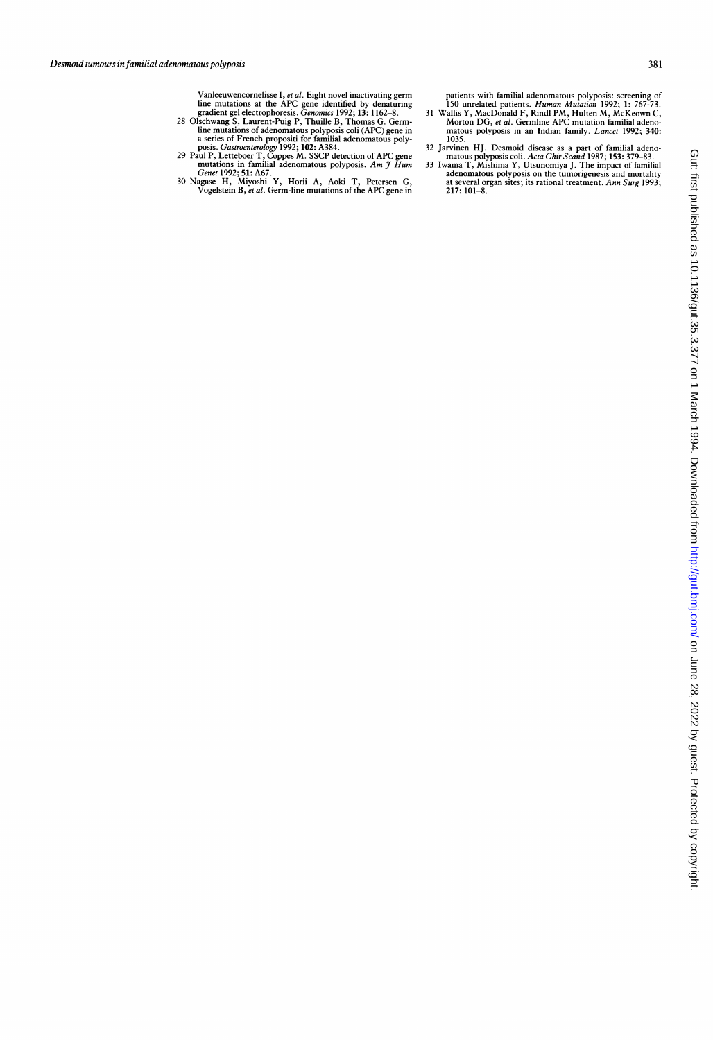Vanleeuwencornelisse I, *et al.* Eight novel inactivating germ line mutations at the APC gene identified by denaturing gradient gel electrophoresis. *Genomics* 1992; **13:** 1162–8.

28 Olschwang S, Laurent-Puig P, Thuille B, Thomas G. Germ-line mutations of adenomatous polyposis coli (APC) gene in a series of French propositi for familial adenomatous polyposis. *Gastroenterology* 1992; **102:** A384.

29 Paul P, Letteboer T, Coppes M. SSCP detection of APC gene mutations in familial adenomatous polyposis. *Am J Hum Genet* 1992; **51:** A67.

30 Nagase H, Miyoshi Y, Horii A, Aoki T, Petersen G, Vogelstein B, *et al.* Germ-line mutations of the APC gene in patients with familial adenomatous polyposis: screening of 150 unrelated patients. *Human Mutation* 1992; **1:** 767–73.

31 Wallis Y, MacDonald F, Rindl PM, Hulten M, McKeown C, Morton DG, *et al.* Germline APC mutation familial adenomatous polyposis in an Indian family. *Lancet* 1992; **340:** 1035.

32 Jarvinen HJ. Desmoid disease as a part of familial adenomatous polyposis coli. *Acta Chir Scand* 1987; **153:** 379–83.

33 Iwama T, Mishima Y, Utsunomiya J. The impact of familial adenomatous polyposis on the tumorigenesis and mortality at several organ sites; its rational treatment. *Ann Surg* 1993; **217:** 101–8.